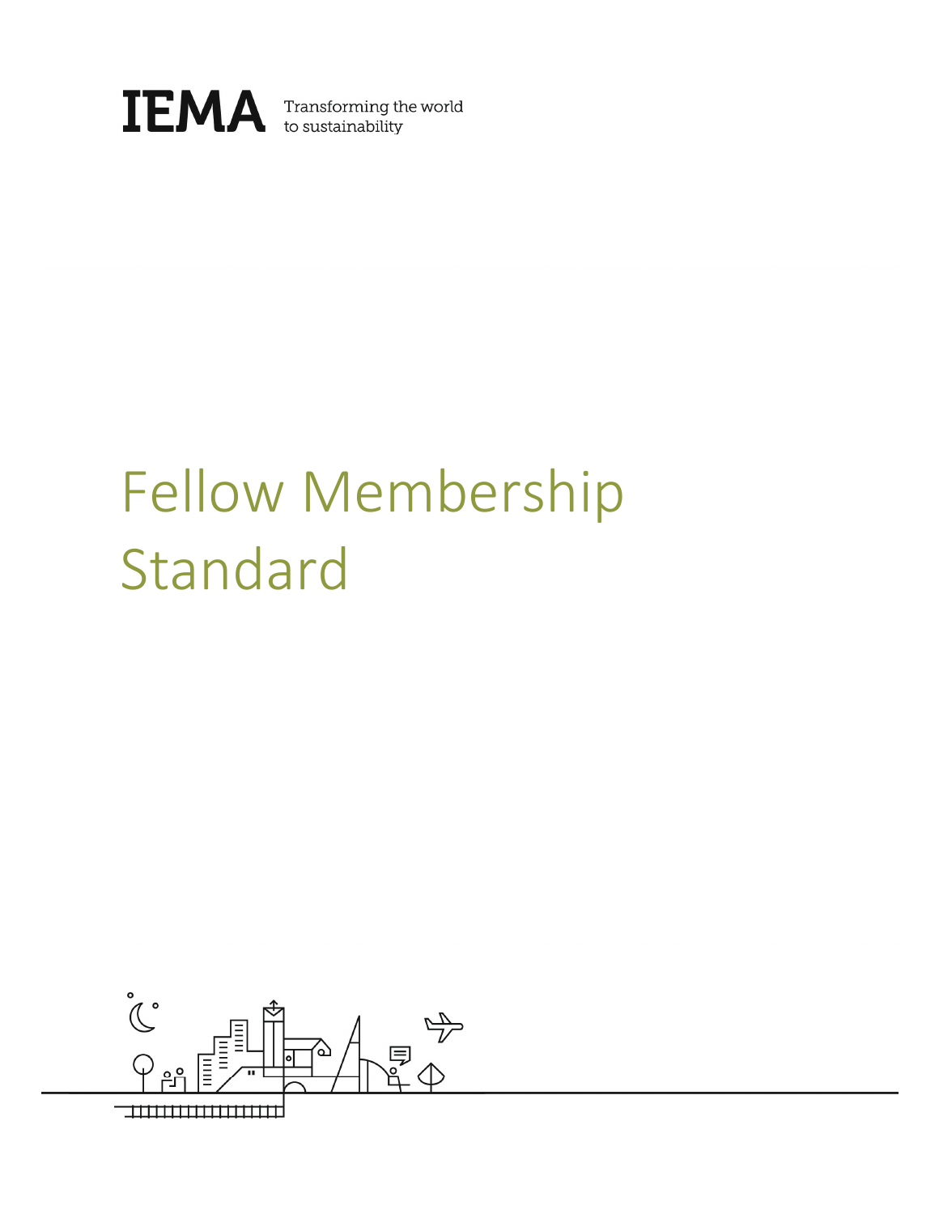IEMA Transforming the world to sustainability

# Fellow Membership Standard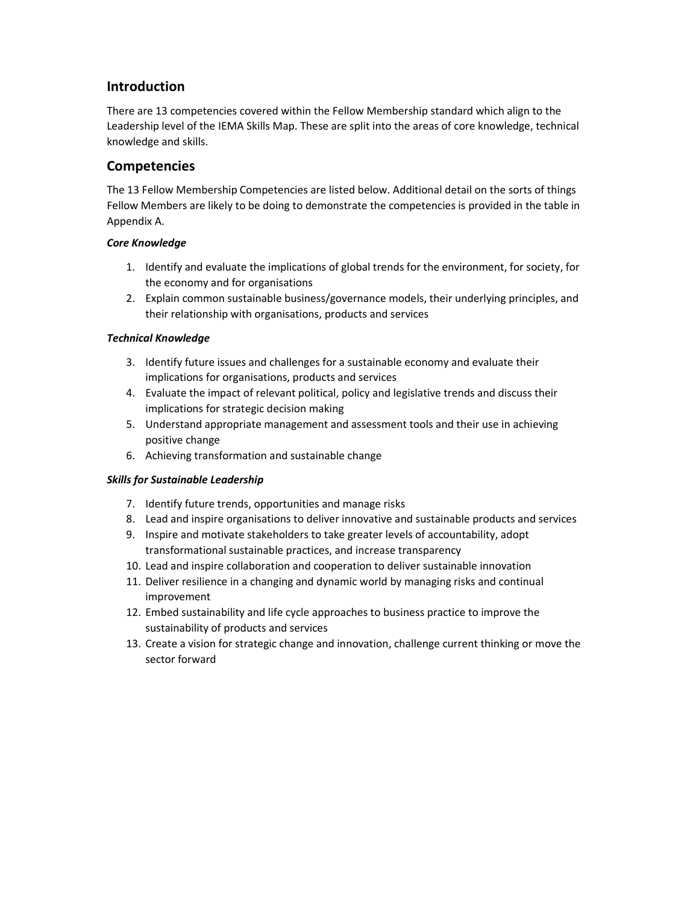## Introduction

There are 13 competencies covered within the Fellow Membership standard which align to the Leadership level of the IEMA Skills Map. These are split into the areas of core knowledge, technical knowledge and skills.

## Competencies

The 13 Fellow Membership Competencies are listed below. Additional detail on the sorts of things Fellow Members are likely to be doing to demonstrate the competencies is provided in the table in Appendix A.

***Core Knowledge***

1. Identify and evaluate the implications of global trends for the environment, for society, for the economy and for organisations
2. Explain common sustainable business/governance models, their underlying principles, and their relationship with organisations, products and services

***Technical Knowledge***

3. Identify future issues and challenges for a sustainable economy and evaluate their implications for organisations, products and services
4. Evaluate the impact of relevant political, policy and legislative trends and discuss their implications for strategic decision making
5. Understand appropriate management and assessment tools and their use in achieving positive change
6. Achieving transformation and sustainable change

***Skills for Sustainable Leadership***

7. Identify future trends, opportunities and manage risks
8. Lead and inspire organisations to deliver innovative and sustainable products and services
9. Inspire and motivate stakeholders to take greater levels of accountability, adopt transformational sustainable practices, and increase transparency
10. Lead and inspire collaboration and cooperation to deliver sustainable innovation
11. Deliver resilience in a changing and dynamic world by managing risks and continual improvement
12. Embed sustainability and life cycle approaches to business practice to improve the sustainability of products and services
13. Create a vision for strategic change and innovation, challenge current thinking or move the sector forward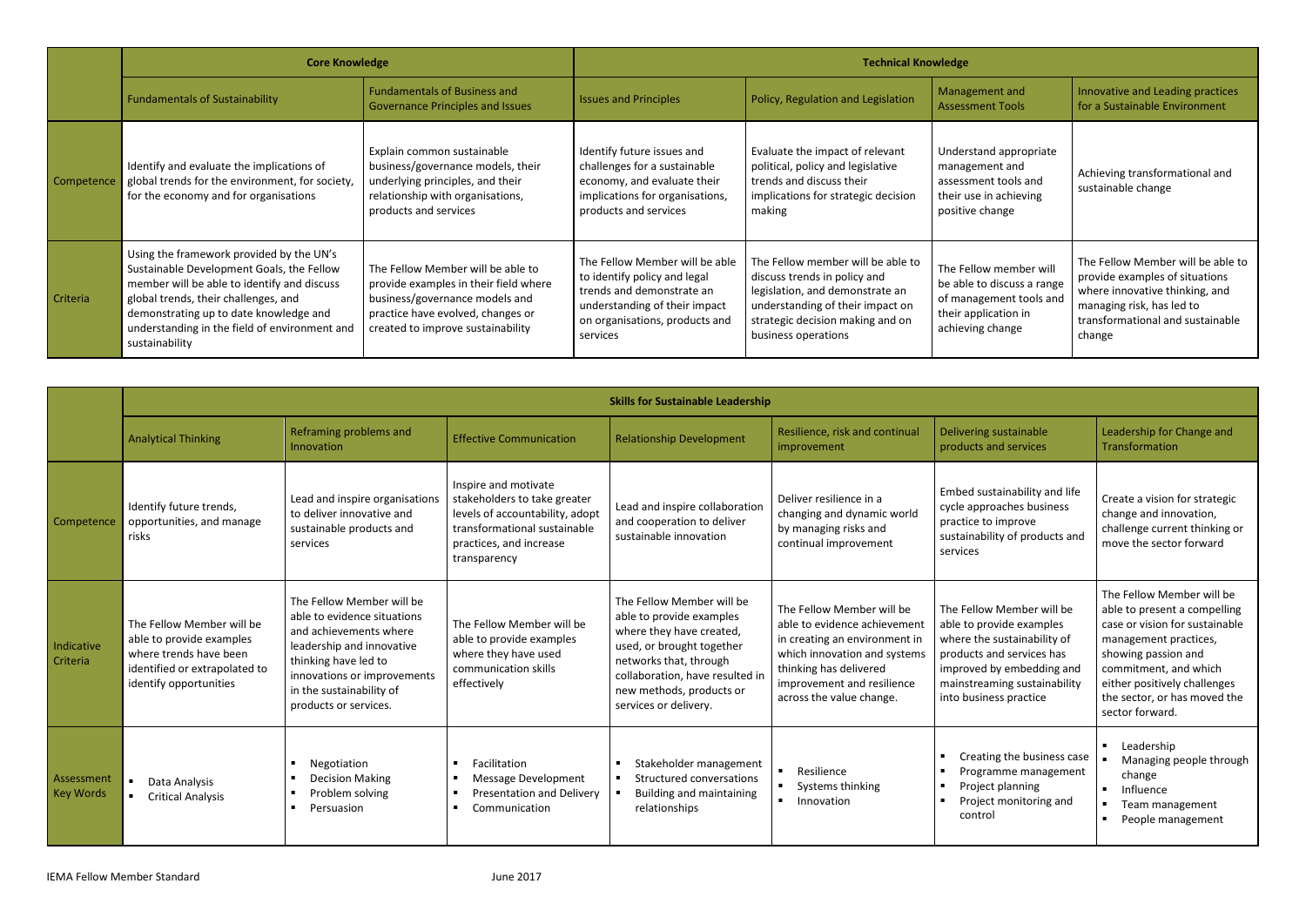| | Core Knowledge | | Technical Knowledge | | | |
|---|---|---|---|---|---|---|
| | Fundamentals of Sustainability | Fundamentals of Business and Governance Principles and Issues | Issues and Principles | Policy, Regulation and Legislation | Management and Assessment Tools | Innovative and Leading practices for a Sustainable Environment |
| Competence | Identify and evaluate the implications of global trends for the environment, for society, for the economy and for organisations | Explain common sustainable business/governance models, their underlying principles, and their relationship with organisations, products and services | Identify future issues and challenges for a sustainable economy, and evaluate their implications for organisations, products and services | Evaluate the impact of relevant political, policy and legislative trends and discuss their implications for strategic decision making | Understand appropriate management and assessment tools and their use in achieving positive change | Achieving transformational and sustainable change |
| Criteria | Using the framework provided by the UN's Sustainable Development Goals, the Fellow member will be able to identify and discuss global trends, their challenges, and demonstrating up to date knowledge and understanding in the field of environment and sustainability | The Fellow Member will be able to provide examples in their field where business/governance models and practice have evolved, changes or created to improve sustainability | The Fellow Member will be able to identify policy and legal trends and demonstrate an understanding of their impact on organisations, products and services | The Fellow member will be able to discuss trends in policy and legislation, and demonstrate an understanding of their impact on strategic decision making and on business operations | The Fellow member will be able to discuss a range of management tools and their application in achieving change | The Fellow Member will be able to provide examples of situations where innovative thinking, and managing risk, has led to transformational and sustainable change |

| | Skills for Sustainable Leadership | | | | | | |
|---|---|---|---|---|---|---|---|
| | Analytical Thinking | Reframing problems and Innovation | Effective Communication | Relationship Development | Resilience, risk and continual improvement | Delivering sustainable products and services | Leadership for Change and Transformation |
| Competence | Identify future trends, opportunities, and manage risks | Lead and inspire organisations to deliver innovative and sustainable products and services | Inspire and motivate stakeholders to take greater levels of accountability, adopt transformational sustainable practices, and increase transparency | Lead and inspire collaboration and cooperation to deliver sustainable innovation | Deliver resilience in a changing and dynamic world by managing risks and continual improvement | Embed sustainability and life cycle approaches business practice to improve sustainability of products and services | Create a vision for strategic change and innovation, challenge current thinking or move the sector forward |
| Indicative Criteria | The Fellow Member will be able to provide examples where trends have been identified or extrapolated to identify opportunities | The Fellow Member will be able to evidence situations and achievements where leadership and innovative thinking have led to innovations or improvements in the sustainability of products or services. | The Fellow Member will be able to provide examples where they have used communication skills effectively | The Fellow Member will be able to provide examples where they have created, used, or brought together networks that, through collaboration, have resulted in new methods, products or services or delivery. | The Fellow Member will be able to evidence achievement in creating an environment in which innovation and systems thinking has delivered improvement and resilience across the value change. | The Fellow Member will be able to provide examples where the sustainability of products and services has improved by embedding and mainstreaming sustainability into business practice | The Fellow Member will be able to present a compelling case or vision for sustainable management practices, showing passion and commitment, and which either positively challenges the sector, or has moved the sector forward. |
| Assessment Key Words | ▪ Data Analysis<br>▪ Critical Analysis | ▪ Negotiation<br>▪ Decision Making<br>▪ Problem solving<br>▪ Persuasion | ▪ Facilitation<br>▪ Message Development<br>▪ Presentation and Delivery<br>▪ Communication | ▪ Stakeholder management<br>▪ Structured conversations<br>▪ Building and maintaining relationships | ▪ Resilience<br>▪ Systems thinking<br>▪ Innovation | ▪ Creating the business case<br>▪ Programme management<br>▪ Project planning<br>▪ Project monitoring and control | ▪ Leadership<br>▪ Managing people through change<br>▪ Influence<br>▪ Team management<br>▪ People management |